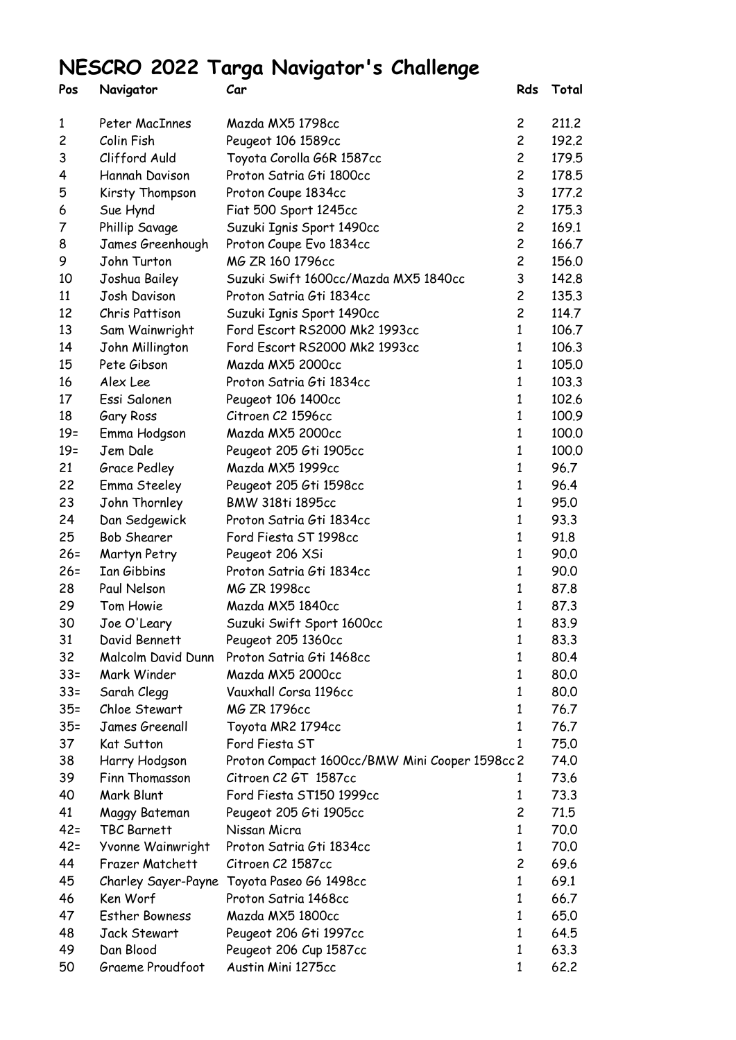# NESCRO 2022 Targa Navigator's Challenge

| Pos | Navigator | Car | Rds | Total |
|---|---|---|---|---|
| 1 | Peter MacInnes | Mazda MX5 1798cc | 2 | 211.2 |
| 2 | Colin Fish | Peugeot 106 1589cc | 2 | 192.2 |
| 3 | Clifford Auld | Toyota Corolla G6R 1587cc | 2 | 179.5 |
| 4 | Hannah Davison | Proton Satria Gti 1800cc | 2 | 178.5 |
| 5 | Kirsty Thompson | Proton Coupe 1834cc | 3 | 177.2 |
| 6 | Sue Hynd | Fiat 500 Sport 1245cc | 2 | 175.3 |
| 7 | Phillip Savage | Suzuki Ignis Sport 1490cc | 2 | 169.1 |
| 8 | James Greenhough | Proton Coupe Evo 1834cc | 2 | 166.7 |
| 9 | John Turton | MG ZR 160 1796cc | 2 | 156.0 |
| 10 | Joshua Bailey | Suzuki Swift 1600cc/Mazda MX5 1840cc | 3 | 142.8 |
| 11 | Josh Davison | Proton Satria Gti 1834cc | 2 | 135.3 |
| 12 | Chris Pattison | Suzuki Ignis Sport 1490cc | 2 | 114.7 |
| 13 | Sam Wainwright | Ford Escort RS2000 Mk2 1993cc | 1 | 106.7 |
| 14 | John Millington | Ford Escort RS2000 Mk2 1993cc | 1 | 106.3 |
| 15 | Pete Gibson | Mazda MX5 2000cc | 1 | 105.0 |
| 16 | Alex Lee | Proton Satria Gti 1834cc | 1 | 103.3 |
| 17 | Essi Salonen | Peugeot 106 1400cc | 1 | 102.6 |
| 18 | Gary Ross | Citroen C2 1596cc | 1 | 100.9 |
| 19= | Emma Hodgson | Mazda MX5 2000cc | 1 | 100.0 |
| 19= | Jem Dale | Peugeot 205 Gti 1905cc | 1 | 100.0 |
| 21 | Grace Pedley | Mazda MX5 1999cc | 1 | 96.7 |
| 22 | Emma Steeley | Peugeot 205 Gti 1598cc | 1 | 96.4 |
| 23 | John Thornley | BMW 318ti 1895cc | 1 | 95.0 |
| 24 | Dan Sedgewick | Proton Satria Gti 1834cc | 1 | 93.3 |
| 25 | Bob Shearer | Ford Fiesta ST 1998cc | 1 | 91.8 |
| 26= | Martyn Petry | Peugeot 206 XSi | 1 | 90.0 |
| 26= | Ian Gibbins | Proton Satria Gti 1834cc | 1 | 90.0 |
| 28 | Paul Nelson | MG ZR 1998cc | 1 | 87.8 |
| 29 | Tom Howie | Mazda MX5 1840cc | 1 | 87.3 |
| 30 | Joe O'Leary | Suzuki Swift Sport 1600cc | 1 | 83.9 |
| 31 | David Bennett | Peugeot 205 1360cc | 1 | 83.3 |
| 32 | Malcolm David Dunn | Proton Satria Gti 1468cc | 1 | 80.4 |
| 33= | Mark Winder | Mazda MX5 2000cc | 1 | 80.0 |
| 33= | Sarah Clegg | Vauxhall Corsa 1196cc | 1 | 80.0 |
| 35= | Chloe Stewart | MG ZR 1796cc | 1 | 76.7 |
| 35= | James Greenall | Toyota MR2 1794cc | 1 | 76.7 |
| 37 | Kat Sutton | Ford Fiesta ST | 1 | 75.0 |
| 38 | Harry Hodgson | Proton Compact 1600cc/BMW Mini Cooper 1598cc | 2 | 74.0 |
| 39 | Finn Thomasson | Citroen C2 GT 1587cc | 1 | 73.6 |
| 40 | Mark Blunt | Ford Fiesta ST150 1999cc | 1 | 73.3 |
| 41 | Maggy Bateman | Peugeot 205 Gti 1905cc | 2 | 71.5 |
| 42= | TBC Barnett | Nissan Micra | 1 | 70.0 |
| 42= | Yvonne Wainwright | Proton Satria Gti 1834cc | 1 | 70.0 |
| 44 | Frazer Matchett | Citroen C2 1587cc | 2 | 69.6 |
| 45 | Charley Sayer-Payne | Toyota Paseo G6 1498cc | 1 | 69.1 |
| 46 | Ken Worf | Proton Satria 1468cc | 1 | 66.7 |
| 47 | Esther Bowness | Mazda MX5 1800cc | 1 | 65.0 |
| 48 | Jack Stewart | Peugeot 206 Gti 1997cc | 1 | 64.5 |
| 49 | Dan Blood | Peugeot 206 Cup 1587cc | 1 | 63.3 |
| 50 | Graeme Proudfoot | Austin Mini 1275cc | 1 | 62.2 |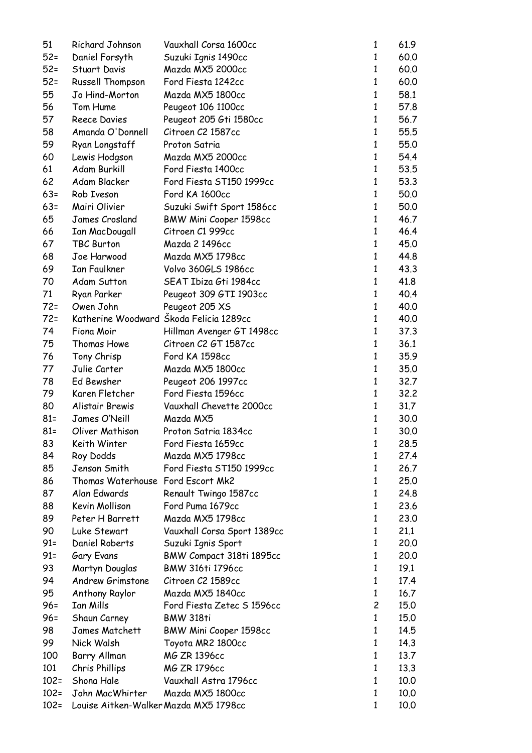| | | | | |
|---|---|---|---|---|
| 51 | Richard Johnson | Vauxhall Corsa 1600cc | 1 | 61.9 |
| 52= | Daniel Forsyth | Suzuki Ignis 1490cc | 1 | 60.0 |
| 52= | Stuart Davis | Mazda MX5 2000cc | 1 | 60.0 |
| 52= | Russell Thompson | Ford Fiesta 1242cc | 1 | 60.0 |
| 55 | Jo Hind-Morton | Mazda MX5 1800cc | 1 | 58.1 |
| 56 | Tom Hume | Peugeot 106 1100cc | 1 | 57.8 |
| 57 | Reece Davies | Peugeot 205 Gti 1580cc | 1 | 56.7 |
| 58 | Amanda O'Donnell | Citroen C2 1587cc | 1 | 55.5 |
| 59 | Ryan Longstaff | Proton Satria | 1 | 55.0 |
| 60 | Lewis Hodgson | Mazda MX5 2000cc | 1 | 54.4 |
| 61 | Adam Burkill | Ford Fiesta 1400cc | 1 | 53.5 |
| 62 | Adam Blacker | Ford Fiesta ST150 1999cc | 1 | 53.3 |
| 63= | Rob Iveson | Ford KA 1600cc | 1 | 50.0 |
| 63= | Mairi Olivier | Suzuki Swift Sport 1586cc | 1 | 50.0 |
| 65 | James Crosland | BMW Mini Cooper 1598cc | 1 | 46.7 |
| 66 | Ian MacDougall | Citroen C1 999cc | 1 | 46.4 |
| 67 | TBC Burton | Mazda 2 1496cc | 1 | 45.0 |
| 68 | Joe Harwood | Mazda MX5 1798cc | 1 | 44.8 |
| 69 | Ian Faulkner | Volvo 360GLS 1986cc | 1 | 43.3 |
| 70 | Adam Sutton | SEAT Ibiza Gti 1984cc | 1 | 41.8 |
| 71 | Ryan Parker | Peugeot 309 GTI 1903cc | 1 | 40.4 |
| 72= | Owen John | Peugeot 205 XS | 1 | 40.0 |
| 72= | Katherine Woodward | Škoda Felicia 1289cc | 1 | 40.0 |
| 74 | Fiona Moir | Hillman Avenger GT 1498cc | 1 | 37.3 |
| 75 | Thomas Howe | Citroen C2 GT 1587cc | 1 | 36.1 |
| 76 | Tony Chrisp | Ford KA 1598cc | 1 | 35.9 |
| 77 | Julie Carter | Mazda MX5 1800cc | 1 | 35.0 |
| 78 | Ed Bewsher | Peugeot 206 1997cc | 1 | 32.7 |
| 79 | Karen Fletcher | Ford Fiesta 1596cc | 1 | 32.2 |
| 80 | Alistair Brewis | Vauxhall Chevette 2000cc | 1 | 31.7 |
| 81= | James O'Neill | Mazda MX5 | 1 | 30.0 |
| 81= | Oliver Mathison | Proton Satria 1834cc | 1 | 30.0 |
| 83 | Keith Winter | Ford Fiesta 1659cc | 1 | 28.5 |
| 84 | Roy Dodds | Mazda MX5 1798cc | 1 | 27.4 |
| 85 | Jenson Smith | Ford Fiesta ST150 1999cc | 1 | 26.7 |
| 86 | Thomas Waterhouse | Ford Escort Mk2 | 1 | 25.0 |
| 87 | Alan Edwards | Renault Twingo 1587cc | 1 | 24.8 |
| 88 | Kevin Mollison | Ford Puma 1679cc | 1 | 23.6 |
| 89 | Peter H Barrett | Mazda MX5 1798cc | 1 | 23.0 |
| 90 | Luke Stewart | Vauxhall Corsa Sport 1389cc | 1 | 21.1 |
| 91= | Daniel Roberts | Suzuki Ignis Sport | 1 | 20.0 |
| 91= | Gary Evans | BMW Compact 318ti 1895cc | 1 | 20.0 |
| 93 | Martyn Douglas | BMW 316ti 1796cc | 1 | 19.1 |
| 94 | Andrew Grimstone | Citroen C2 1589cc | 1 | 17.4 |
| 95 | Anthony Raylor | Mazda MX5 1840cc | 1 | 16.7 |
| 96= | Ian Mills | Ford Fiesta Zetec S 1596cc | 2 | 15.0 |
| 96= | Shaun Carney | BMW 318ti | 1 | 15.0 |
| 98 | James Matchett | BMW Mini Cooper 1598cc | 1 | 14.5 |
| 99 | Nick Walsh | Toyota MR2 1800cc | 1 | 14.3 |
| 100 | Barry Allman | MG ZR 1396cc | 1 | 13.7 |
| 101 | Chris Phillips | MG ZR 1796cc | 1 | 13.3 |
| 102= | Shona Hale | Vauxhall Astra 1796cc | 1 | 10.0 |
| 102= | John MacWhirter | Mazda MX5 1800cc | 1 | 10.0 |
| 102= | Louise Aitken-Walker | Mazda MX5 1798cc | 1 | 10.0 |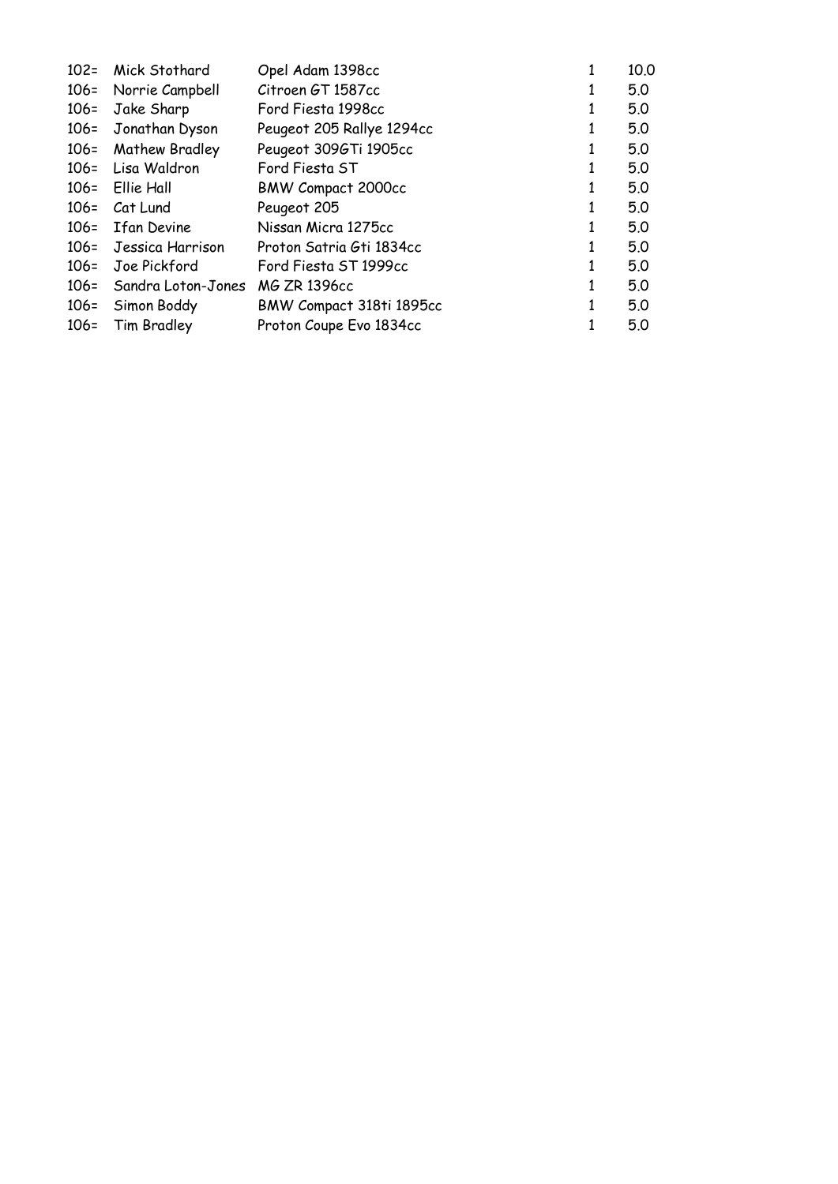| | | | | |
|---|---|---|---|---|
| 102= | Mick Stothard | Opel Adam 1398cc | 1 | 10.0 |
| 106= | Norrie Campbell | Citroen GT 1587cc | 1 | 5.0 |
| 106= | Jake Sharp | Ford Fiesta 1998cc | 1 | 5.0 |
| 106= | Jonathan Dyson | Peugeot 205 Rallye 1294cc | 1 | 5.0 |
| 106= | Mathew Bradley | Peugeot 309GTi 1905cc | 1 | 5.0 |
| 106= | Lisa Waldron | Ford Fiesta ST | 1 | 5.0 |
| 106= | Ellie Hall | BMW Compact 2000cc | 1 | 5.0 |
| 106= | Cat Lund | Peugeot 205 | 1 | 5.0 |
| 106= | Ifan Devine | Nissan Micra 1275cc | 1 | 5.0 |
| 106= | Jessica Harrison | Proton Satria Gti 1834cc | 1 | 5.0 |
| 106= | Joe Pickford | Ford Fiesta ST 1999cc | 1 | 5.0 |
| 106= | Sandra Loton-Jones | MG ZR 1396cc | 1 | 5.0 |
| 106= | Simon Boddy | BMW Compact 318ti 1895cc | 1 | 5.0 |
| 106= | Tim Bradley | Proton Coupe Evo 1834cc | 1 | 5.0 |